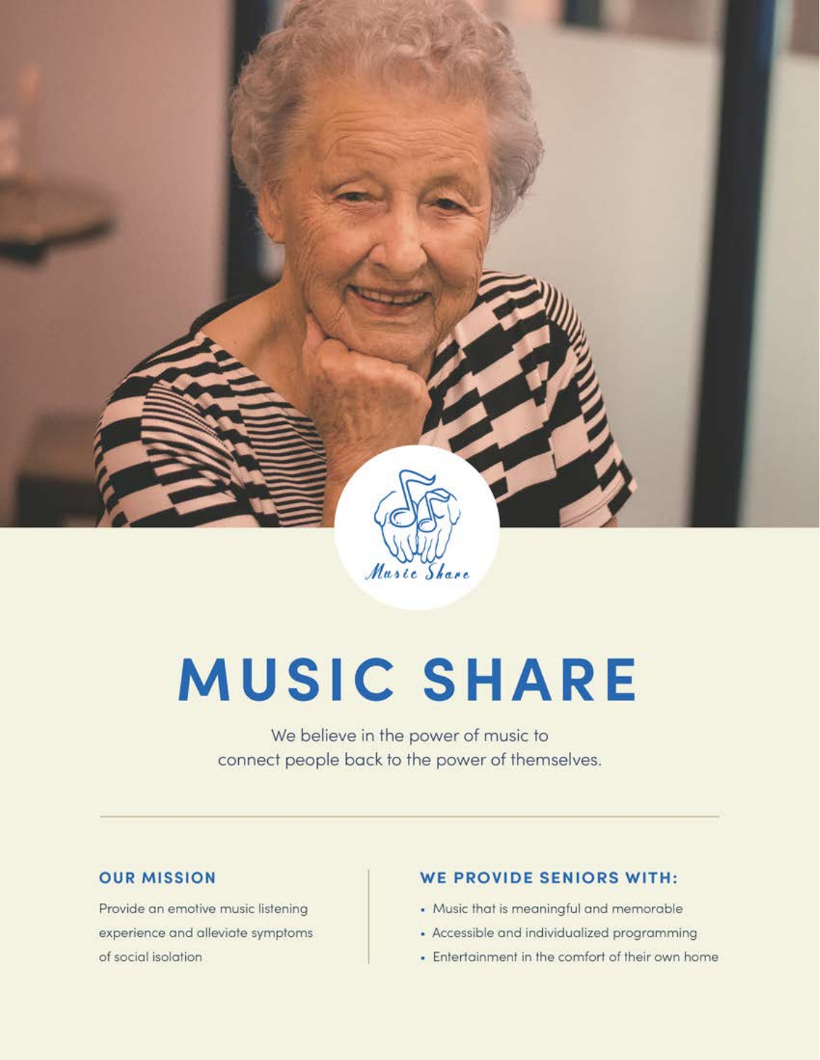# MUSIC SHARE

We believe in the power of music to connect people back to the power of themselves.

---

## OUR MISSION

Provide an emotive music listening experience and alleviate symptoms of social isolation

## WE PROVIDE SENIORS WITH:

- Music that is meaningful and memorable
- Accessible and individualized programming
- Entertainment in the comfort of their own home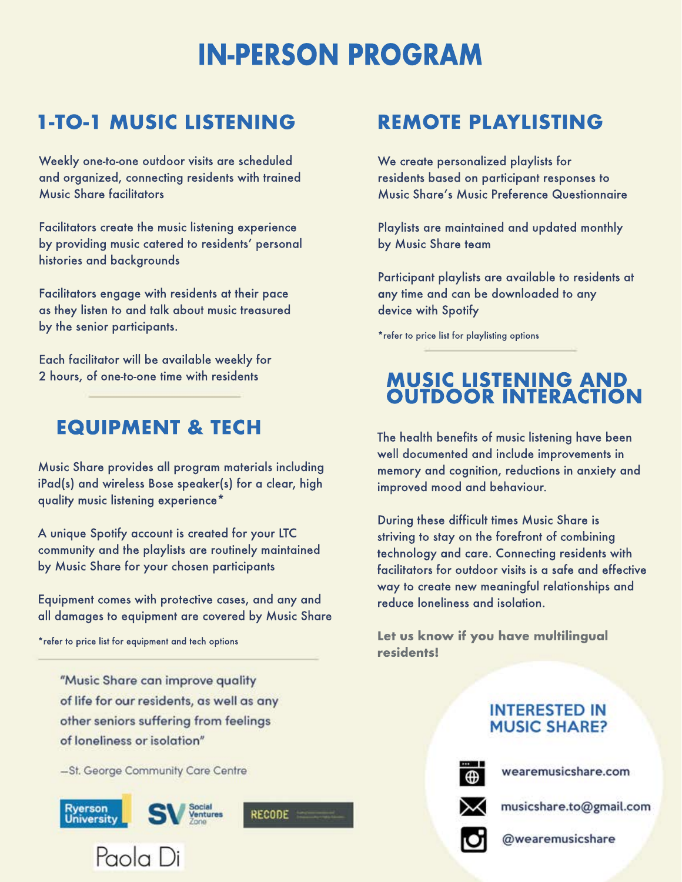# IN-PERSON PROGRAM

## 1-TO-1 MUSIC LISTENING

Weekly one-to-one outdoor visits are scheduled and organized, connecting residents with trained Music Share facilitators

Facilitators create the music listening experience by providing music catered to residents' personal histories and backgrounds

Facilitators engage with residents at their pace as they listen to and talk about music treasured by the senior participants.

Each facilitator will be available weekly for 2 hours, of one-to-one time with residents

## EQUIPMENT & TECH

Music Share provides all program materials including iPad(s) and wireless Bose speaker(s) for a clear, high quality music listening experience*

A unique Spotify account is created for your LTC community and the playlists are routinely maintained by Music Share for your chosen participants

Equipment comes with protective cases, and any and all damages to equipment are covered by Music Share

*refer to price list for equipment and tech options

> "Music Share can improve quality of life for our residents, as well as any other seniors suffering from feelings of loneliness or isolation"
>
> —St. George Community Care Centre

Ryerson University | Social Ventures Zone | RECODE

Paola Di

## REMOTE PLAYLISTING

We create personalized playlists for residents based on participant responses to Music Share's Music Preference Questionnaire

Playlists are maintained and updated monthly by Music Share team

Participant playlists are available to residents at any time and can be downloaded to any device with Spotify

*refer to price list for playlisting options

## MUSIC LISTENING AND OUTDOOR INTERACTION

The health benefits of music listening have been well documented and include improvements in memory and cognition, reductions in anxiety and improved mood and behaviour.

During these difficult times Music Share is striving to stay on the forefront of combining technology and care. Connecting residents with facilitators for outdoor visits is a safe and effective way to create new meaningful relationships and reduce loneliness and isolation.

**Let us know if you have multilingual residents!**

### INTERESTED IN MUSIC SHARE?

wearemusicshare.com

musicshare.to@gmail.com

@wearemusicshare